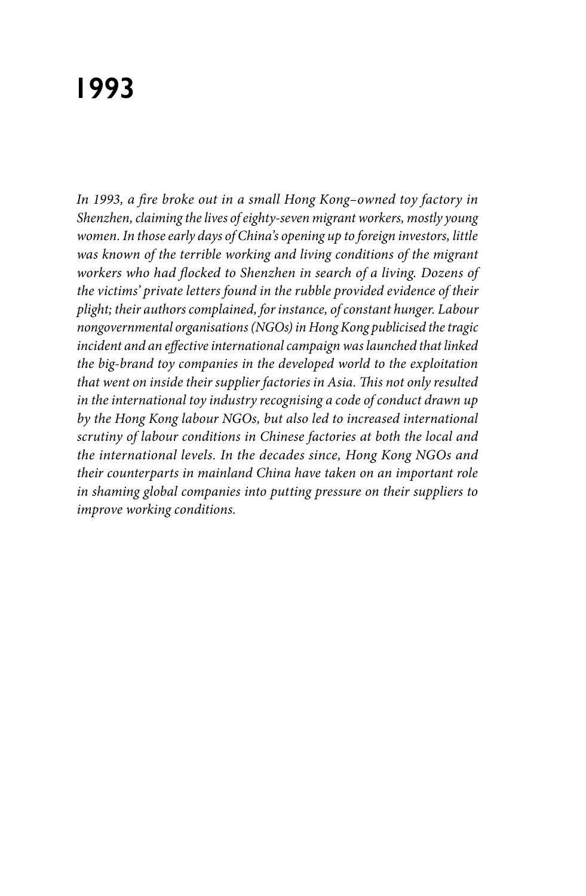# 1993

*In 1993, a fire broke out in a small Hong Kong–owned toy factory in Shenzhen, claiming the lives of eighty-seven migrant workers, mostly young women. In those early days of China's opening up to foreign investors, little was known of the terrible working and living conditions of the migrant workers who had flocked to Shenzhen in search of a living. Dozens of the victims' private letters found in the rubble provided evidence of their plight; their authors complained, for instance, of constant hunger. Labour nongovernmental organisations (NGOs) in Hong Kong publicised the tragic incident and an effective international campaign was launched that linked the big-brand toy companies in the developed world to the exploitation that went on inside their supplier factories in Asia. This not only resulted in the international toy industry recognising a code of conduct drawn up by the Hong Kong labour NGOs, but also led to increased international scrutiny of labour conditions in Chinese factories at both the local and the international levels. In the decades since, Hong Kong NGOs and their counterparts in mainland China have taken on an important role in shaming global companies into putting pressure on their suppliers to improve working conditions.*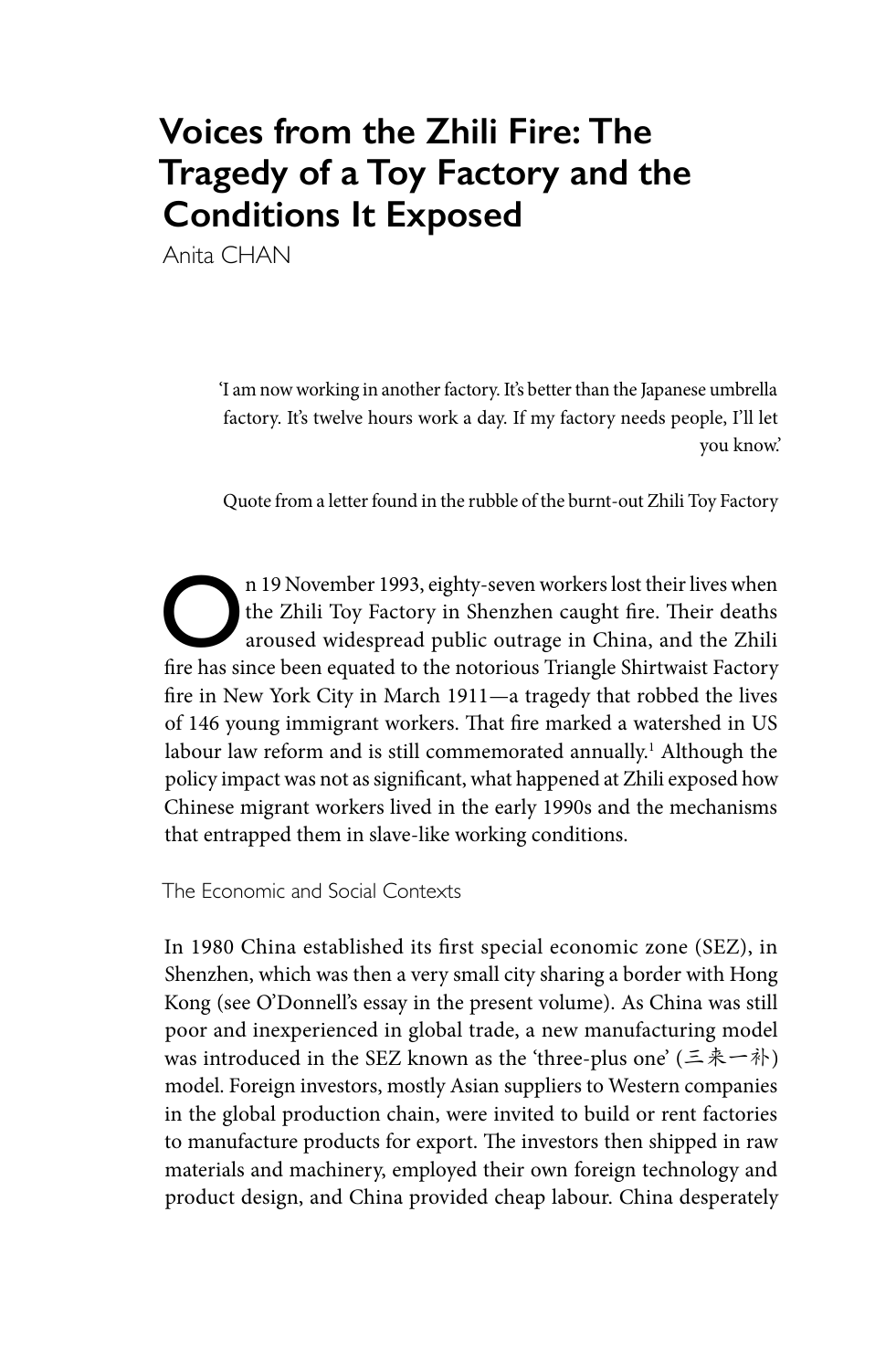# Voices from the Zhili Fire: The Tragedy of a Toy Factory and the Conditions It Exposed

Anita CHAN

> 'I am now working in another factory. It's better than the Japanese umbrella factory. It's twelve hours work a day. If my factory needs people, I'll let you know.'
>
> Quote from a letter found in the rubble of the burnt-out Zhili Toy Factory

On 19 November 1993, eighty-seven workers lost their lives when the Zhili Toy Factory in Shenzhen caught fire. Their deaths aroused widespread public outrage in China, and the Zhili fire has since been equated to the notorious Triangle Shirtwaist Factory fire in New York City in March 1911—a tragedy that robbed the lives of 146 young immigrant workers. That fire marked a watershed in US labour law reform and is still commemorated annually.[1] Although the policy impact was not as significant, what happened at Zhili exposed how Chinese migrant workers lived in the early 1990s and the mechanisms that entrapped them in slave-like working conditions.

## The Economic and Social Contexts

In 1980 China established its first special economic zone (SEZ), in Shenzhen, which was then a very small city sharing a border with Hong Kong (see O'Donnell's essay in the present volume). As China was still poor and inexperienced in global trade, a new manufacturing model was introduced in the SEZ known as the 'three-plus one' (三来一补) model. Foreign investors, mostly Asian suppliers to Western companies in the global production chain, were invited to build or rent factories to manufacture products for export. The investors then shipped in raw materials and machinery, employed their own foreign technology and product design, and China provided cheap labour. China desperately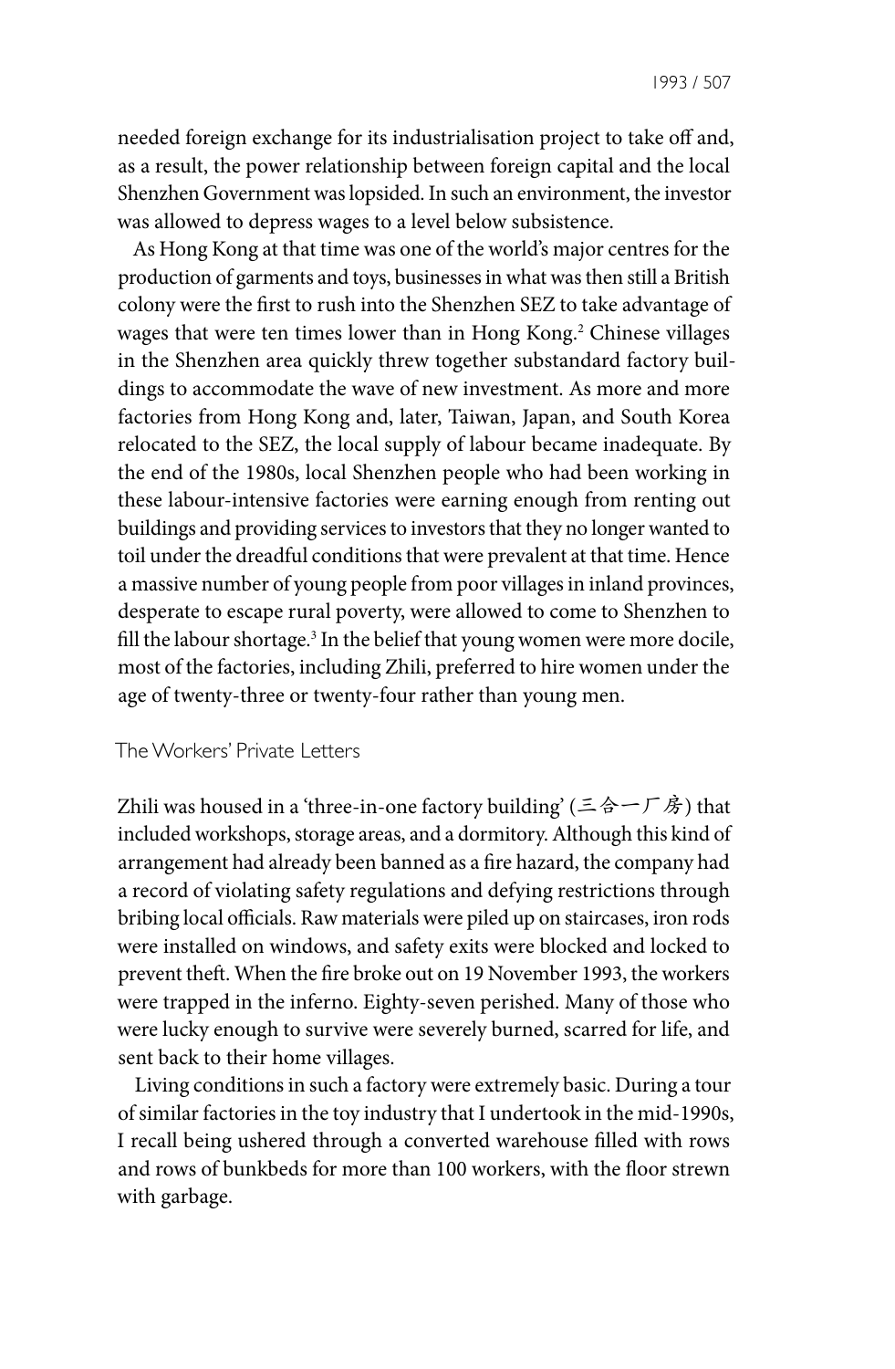needed foreign exchange for its industrialisation project to take off and, as a result, the power relationship between foreign capital and the local Shenzhen Government was lopsided. In such an environment, the investor was allowed to depress wages to a level below subsistence.

As Hong Kong at that time was one of the world's major centres for the production of garments and toys, businesses in what was then still a British colony were the first to rush into the Shenzhen SEZ to take advantage of wages that were ten times lower than in Hong Kong.[2] Chinese villages in the Shenzhen area quickly threw together substandard factory buildings to accommodate the wave of new investment. As more and more factories from Hong Kong and, later, Taiwan, Japan, and South Korea relocated to the SEZ, the local supply of labour became inadequate. By the end of the 1980s, local Shenzhen people who had been working in these labour-intensive factories were earning enough from renting out buildings and providing services to investors that they no longer wanted to toil under the dreadful conditions that were prevalent at that time. Hence a massive number of young people from poor villages in inland provinces, desperate to escape rural poverty, were allowed to come to Shenzhen to fill the labour shortage.[3] In the belief that young women were more docile, most of the factories, including Zhili, preferred to hire women under the age of twenty-three or twenty-four rather than young men.

## The Workers' Private Letters

Zhili was housed in a 'three-in-one factory building' (三合一厂房) that included workshops, storage areas, and a dormitory. Although this kind of arrangement had already been banned as a fire hazard, the company had a record of violating safety regulations and defying restrictions through bribing local officials. Raw materials were piled up on staircases, iron rods were installed on windows, and safety exits were blocked and locked to prevent theft. When the fire broke out on 19 November 1993, the workers were trapped in the inferno. Eighty-seven perished. Many of those who were lucky enough to survive were severely burned, scarred for life, and sent back to their home villages.

Living conditions in such a factory were extremely basic. During a tour of similar factories in the toy industry that I undertook in the mid-1990s, I recall being ushered through a converted warehouse filled with rows and rows of bunkbeds for more than 100 workers, with the floor strewn with garbage.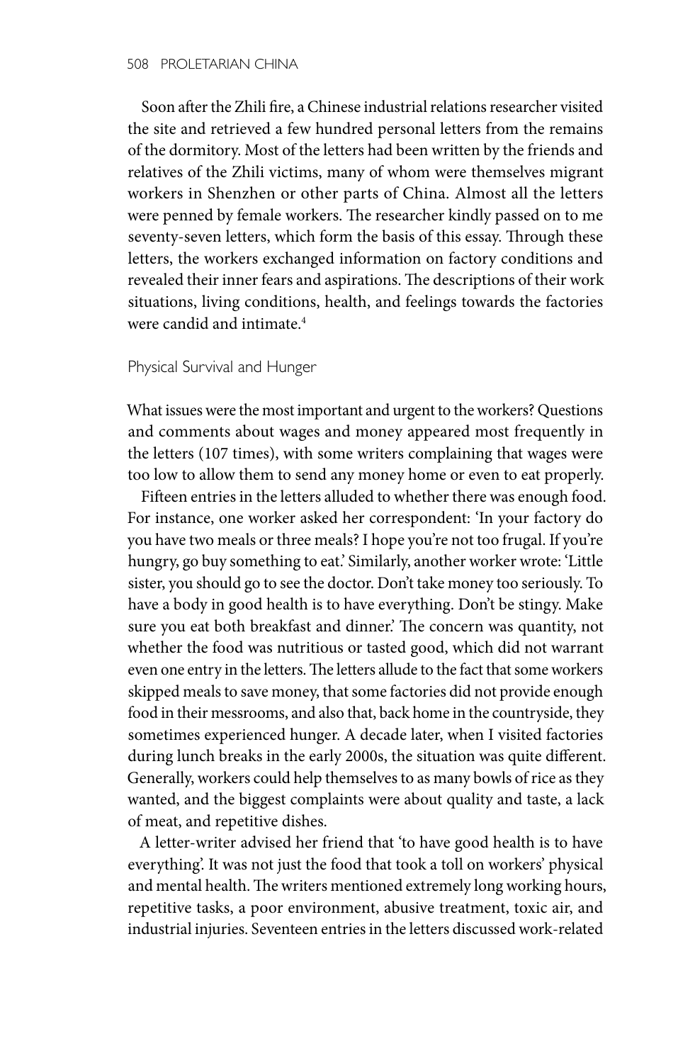Soon after the Zhili fire, a Chinese industrial relations researcher visited the site and retrieved a few hundred personal letters from the remains of the dormitory. Most of the letters had been written by the friends and relatives of the Zhili victims, many of whom were themselves migrant workers in Shenzhen or other parts of China. Almost all the letters were penned by female workers. The researcher kindly passed on to me seventy-seven letters, which form the basis of this essay. Through these letters, the workers exchanged information on factory conditions and revealed their inner fears and aspirations. The descriptions of their work situations, living conditions, health, and feelings towards the factories were candid and intimate.[4]

## Physical Survival and Hunger

What issues were the most important and urgent to the workers? Questions and comments about wages and money appeared most frequently in the letters (107 times), with some writers complaining that wages were too low to allow them to send any money home or even to eat properly.

Fifteen entries in the letters alluded to whether there was enough food. For instance, one worker asked her correspondent: 'In your factory do you have two meals or three meals? I hope you're not too frugal. If you're hungry, go buy something to eat.' Similarly, another worker wrote: 'Little sister, you should go to see the doctor. Don't take money too seriously. To have a body in good health is to have everything. Don't be stingy. Make sure you eat both breakfast and dinner.' The concern was quantity, not whether the food was nutritious or tasted good, which did not warrant even one entry in the letters. The letters allude to the fact that some workers skipped meals to save money, that some factories did not provide enough food in their messrooms, and also that, back home in the countryside, they sometimes experienced hunger. A decade later, when I visited factories during lunch breaks in the early 2000s, the situation was quite different. Generally, workers could help themselves to as many bowls of rice as they wanted, and the biggest complaints were about quality and taste, a lack of meat, and repetitive dishes.

A letter-writer advised her friend that 'to have good health is to have everything'. It was not just the food that took a toll on workers' physical and mental health. The writers mentioned extremely long working hours, repetitive tasks, a poor environment, abusive treatment, toxic air, and industrial injuries. Seventeen entries in the letters discussed work-related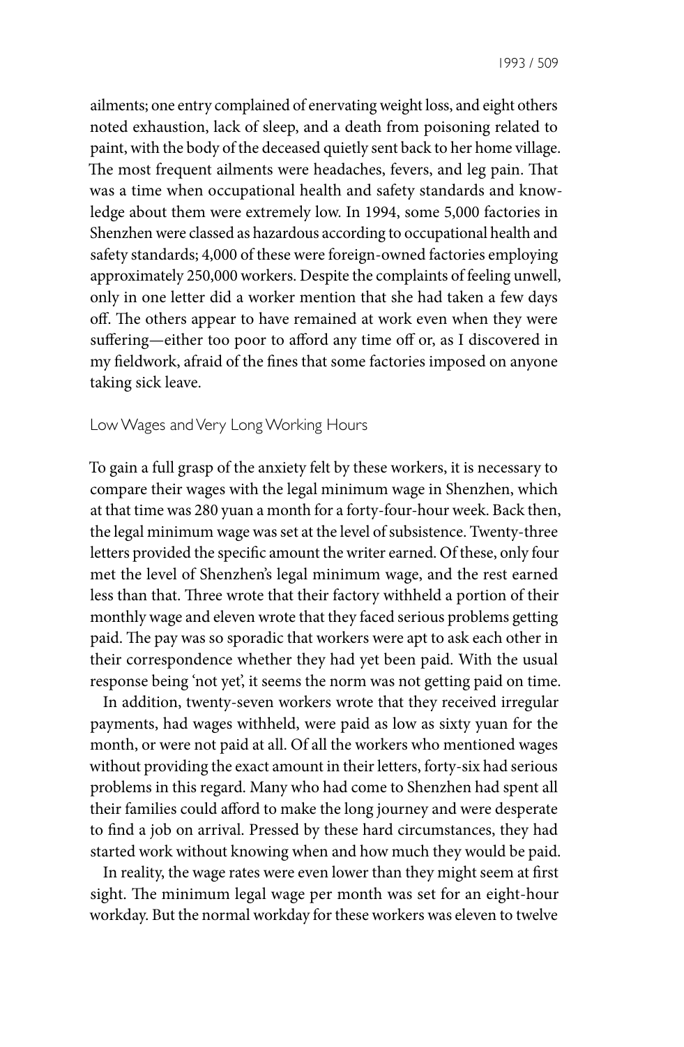ailments; one entry complained of enervating weight loss, and eight others noted exhaustion, lack of sleep, and a death from poisoning related to paint, with the body of the deceased quietly sent back to her home village. The most frequent ailments were headaches, fevers, and leg pain. That was a time when occupational health and safety standards and knowledge about them were extremely low. In 1994, some 5,000 factories in Shenzhen were classed as hazardous according to occupational health and safety standards; 4,000 of these were foreign-owned factories employing approximately 250,000 workers. Despite the complaints of feeling unwell, only in one letter did a worker mention that she had taken a few days off. The others appear to have remained at work even when they were suffering—either too poor to afford any time off or, as I discovered in my fieldwork, afraid of the fines that some factories imposed on anyone taking sick leave.

## Low Wages and Very Long Working Hours

To gain a full grasp of the anxiety felt by these workers, it is necessary to compare their wages with the legal minimum wage in Shenzhen, which at that time was 280 yuan a month for a forty-four-hour week. Back then, the legal minimum wage was set at the level of subsistence. Twenty-three letters provided the specific amount the writer earned. Of these, only four met the level of Shenzhen's legal minimum wage, and the rest earned less than that. Three wrote that their factory withheld a portion of their monthly wage and eleven wrote that they faced serious problems getting paid. The pay was so sporadic that workers were apt to ask each other in their correspondence whether they had yet been paid. With the usual response being 'not yet', it seems the norm was not getting paid on time.

In addition, twenty-seven workers wrote that they received irregular payments, had wages withheld, were paid as low as sixty yuan for the month, or were not paid at all. Of all the workers who mentioned wages without providing the exact amount in their letters, forty-six had serious problems in this regard. Many who had come to Shenzhen had spent all their families could afford to make the long journey and were desperate to find a job on arrival. Pressed by these hard circumstances, they had started work without knowing when and how much they would be paid.

In reality, the wage rates were even lower than they might seem at first sight. The minimum legal wage per month was set for an eight-hour workday. But the normal workday for these workers was eleven to twelve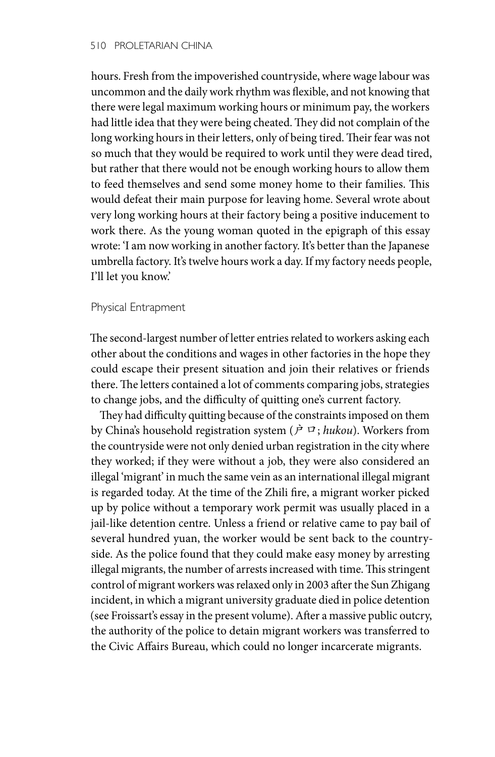hours. Fresh from the impoverished countryside, where wage labour was uncommon and the daily work rhythm was flexible, and not knowing that there were legal maximum working hours or minimum pay, the workers had little idea that they were being cheated. They did not complain of the long working hours in their letters, only of being tired. Their fear was not so much that they would be required to work until they were dead tired, but rather that there would not be enough working hours to allow them to feed themselves and send some money home to their families. This would defeat their main purpose for leaving home. Several wrote about very long working hours at their factory being a positive inducement to work there. As the young woman quoted in the epigraph of this essay wrote: 'I am now working in another factory. It's better than the Japanese umbrella factory. It's twelve hours work a day. If my factory needs people, I'll let you know.'

## Physical Entrapment

The second-largest number of letter entries related to workers asking each other about the conditions and wages in other factories in the hope they could escape their present situation and join their relatives or friends there. The letters contained a lot of comments comparing jobs, strategies to change jobs, and the difficulty of quitting one's current factory.

They had difficulty quitting because of the constraints imposed on them by China's household registration system (户口; *hukou*). Workers from the countryside were not only denied urban registration in the city where they worked; if they were without a job, they were also considered an illegal 'migrant' in much the same vein as an international illegal migrant is regarded today. At the time of the Zhili fire, a migrant worker picked up by police without a temporary work permit was usually placed in a jail-like detention centre. Unless a friend or relative came to pay bail of several hundred yuan, the worker would be sent back to the countryside. As the police found that they could make easy money by arresting illegal migrants, the number of arrests increased with time. This stringent control of migrant workers was relaxed only in 2003 after the Sun Zhigang incident, in which a migrant university graduate died in police detention (see Froissart's essay in the present volume). After a massive public outcry, the authority of the police to detain migrant workers was transferred to the Civic Affairs Bureau, which could no longer incarcerate migrants.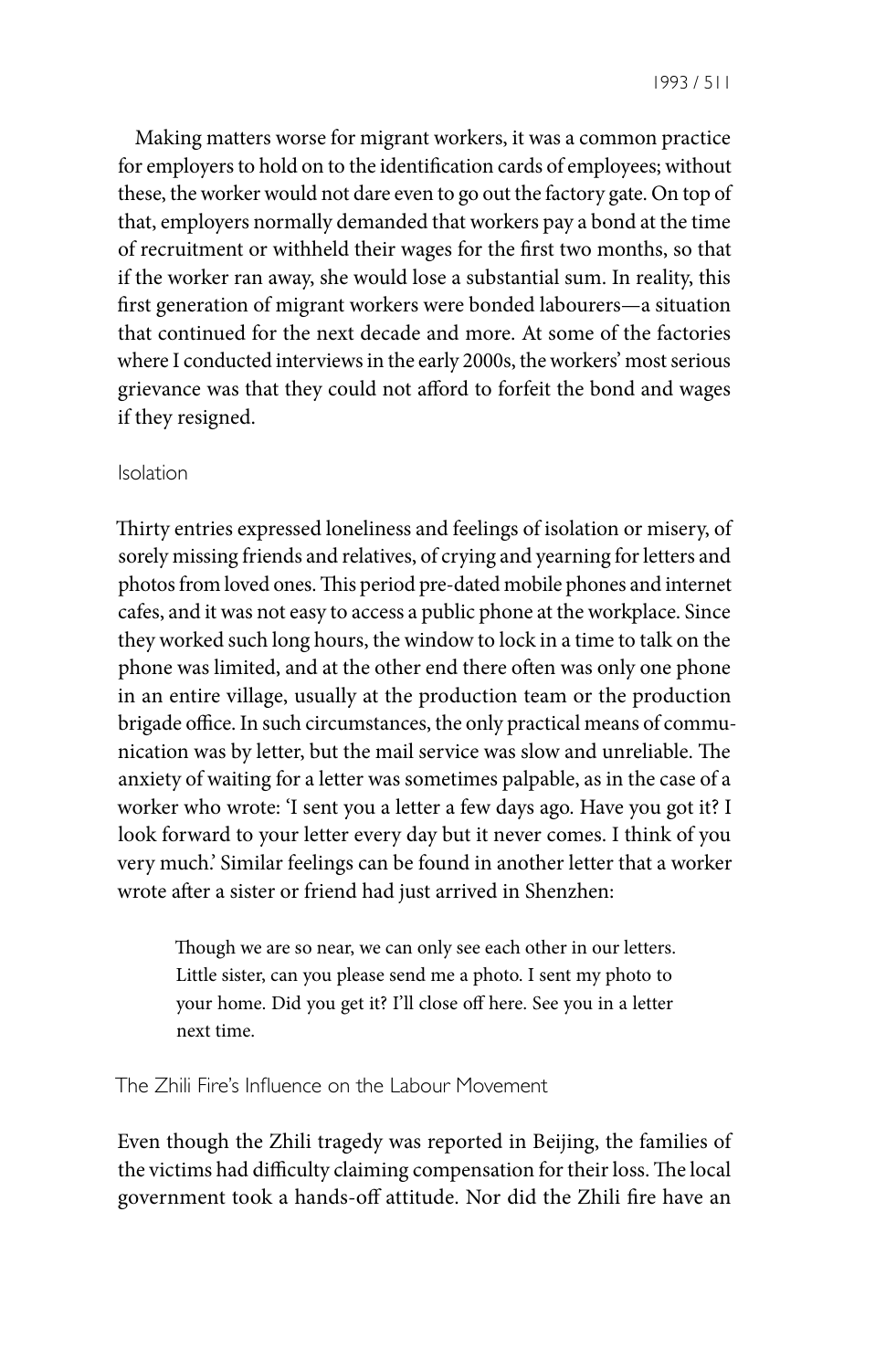Making matters worse for migrant workers, it was a common practice for employers to hold on to the identification cards of employees; without these, the worker would not dare even to go out the factory gate. On top of that, employers normally demanded that workers pay a bond at the time of recruitment or withheld their wages for the first two months, so that if the worker ran away, she would lose a substantial sum. In reality, this first generation of migrant workers were bonded labourers—a situation that continued for the next decade and more. At some of the factories where I conducted interviews in the early 2000s, the workers' most serious grievance was that they could not afford to forfeit the bond and wages if they resigned.

### Isolation

Thirty entries expressed loneliness and feelings of isolation or misery, of sorely missing friends and relatives, of crying and yearning for letters and photos from loved ones. This period pre-dated mobile phones and internet cafes, and it was not easy to access a public phone at the workplace. Since they worked such long hours, the window to lock in a time to talk on the phone was limited, and at the other end there often was only one phone in an entire village, usually at the production team or the production brigade office. In such circumstances, the only practical means of communication was by letter, but the mail service was slow and unreliable. The anxiety of waiting for a letter was sometimes palpable, as in the case of a worker who wrote: 'I sent you a letter a few days ago. Have you got it? I look forward to your letter every day but it never comes. I think of you very much.' Similar feelings can be found in another letter that a worker wrote after a sister or friend had just arrived in Shenzhen:

> Though we are so near, we can only see each other in our letters. Little sister, can you please send me a photo. I sent my photo to your home. Did you get it? I'll close off here. See you in a letter next time.

### The Zhili Fire's Influence on the Labour Movement

Even though the Zhili tragedy was reported in Beijing, the families of the victims had difficulty claiming compensation for their loss. The local government took a hands-off attitude. Nor did the Zhili fire have an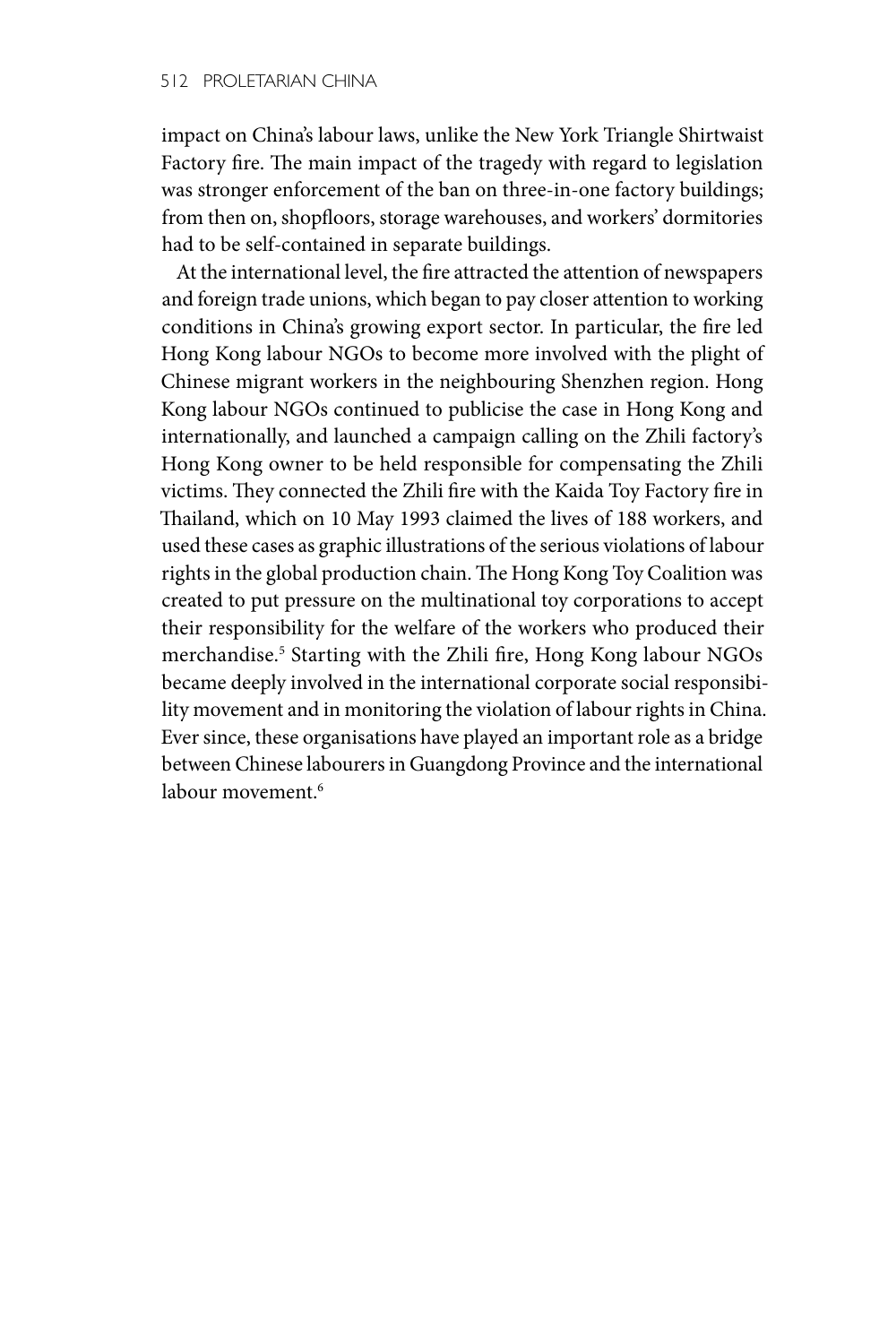impact on China's labour laws, unlike the New York Triangle Shirtwaist Factory fire. The main impact of the tragedy with regard to legislation was stronger enforcement of the ban on three-in-one factory buildings; from then on, shopfloors, storage warehouses, and workers' dormitories had to be self-contained in separate buildings.

At the international level, the fire attracted the attention of newspapers and foreign trade unions, which began to pay closer attention to working conditions in China's growing export sector. In particular, the fire led Hong Kong labour NGOs to become more involved with the plight of Chinese migrant workers in the neighbouring Shenzhen region. Hong Kong labour NGOs continued to publicise the case in Hong Kong and internationally, and launched a campaign calling on the Zhili factory's Hong Kong owner to be held responsible for compensating the Zhili victims. They connected the Zhili fire with the Kaida Toy Factory fire in Thailand, which on 10 May 1993 claimed the lives of 188 workers, and used these cases as graphic illustrations of the serious violations of labour rights in the global production chain. The Hong Kong Toy Coalition was created to put pressure on the multinational toy corporations to accept their responsibility for the welfare of the workers who produced their merchandise.[5] Starting with the Zhili fire, Hong Kong labour NGOs became deeply involved in the international corporate social responsibility movement and in monitoring the violation of labour rights in China. Ever since, these organisations have played an important role as a bridge between Chinese labourers in Guangdong Province and the international labour movement.[6]